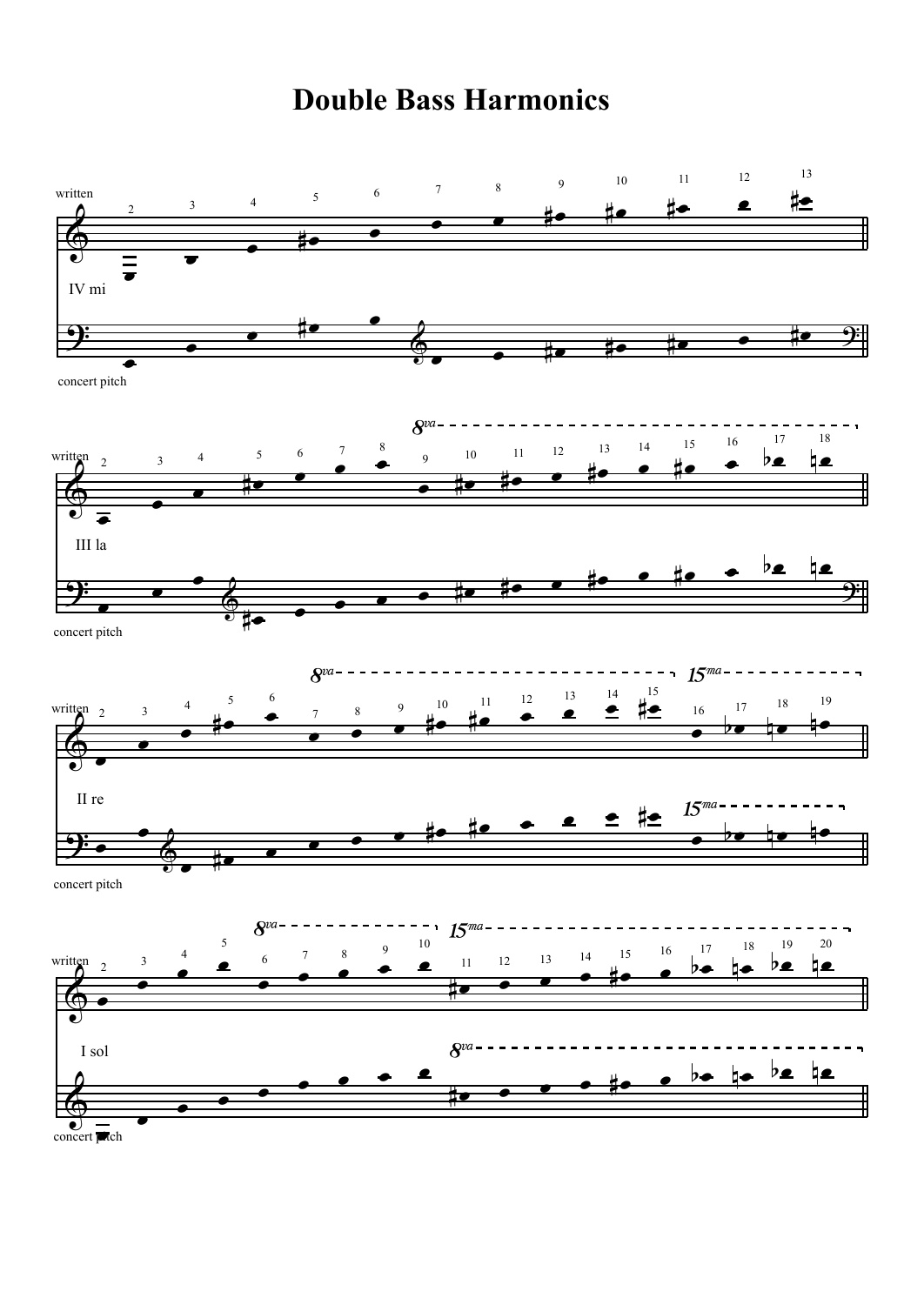# Double Bass Harmonics

written

IV mi

concert pitch

written

III la

concert pitch

written

II re

concert pitch

written

I sol

concert pitch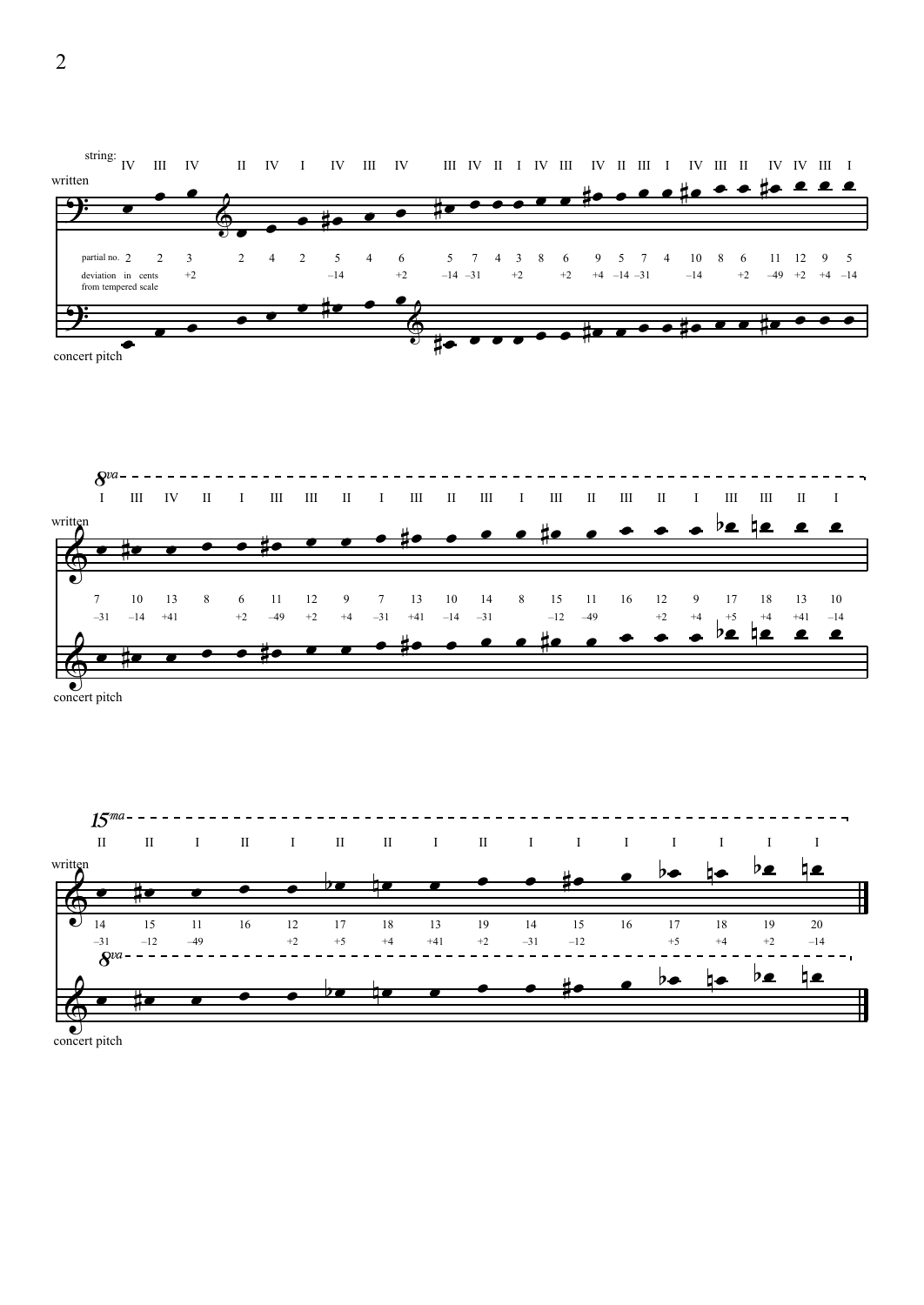string: IV III IV II IV I IV III IV III IV II I IV III IV II III I IV III II IV IV III I

written

partial no. 2 2 3 2 4 2 5 4 6 5 7 4 3 8 6 9 5 7 4 10 8 6 11 12 9 5

deviation in cents from tempered scale +2 –14 +2 –14 –31 +2 +2 +4 –14 –31 –14 +2 –49 +2 +4 –14

concert pitch

*8va*

I III IV II I III III II I III II III I III II III II I III III II I

written

7 10 13 8 6 11 12 9 7 13 10 14 8 15 11 16 12 9 17 18 13 10

–31 –14 +41 +2 –49 +2 +4 –31 +41 –14 –31 –12 –49 +2 +4 +5 +4 +41 –14

concert pitch

*15ma*

II II I II I II II I II I I I I I I I

written

14 15 11 16 12 17 18 13 19 14 15 16 17 18 19 20

–31 –12 –49 +2 +5 +4 +41 +2 –31 –12 +5 +4 +2 –14

*8va*

concert pitch